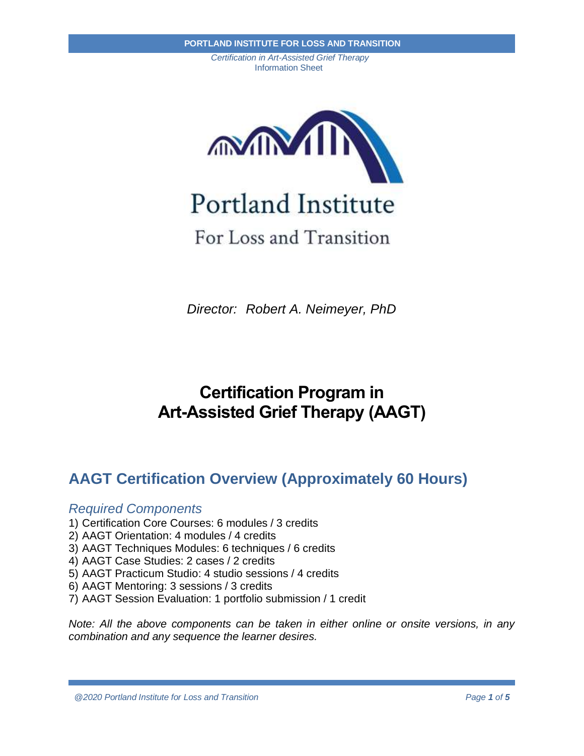Portland Institute

For Loss and Transition

*Director: Robert A. Neimeyer, PhD*

# Certification Program in Art-Assisted Grief Therapy (AAGT)

## AAGT Certification Overview (Approximately 60 Hours)

### *Required Components*

1) Certification Core Courses: 6 modules / 3 credits
2) AAGT Orientation: 4 modules / 4 credits
3) AAGT Techniques Modules: 6 techniques / 6 credits
4) AAGT Case Studies: 2 cases / 2 credits
5) AAGT Practicum Studio: 4 studio sessions / 4 credits
6) AAGT Mentoring: 3 sessions / 3 credits
7) AAGT Session Evaluation: 1 portfolio submission / 1 credit

*Note: All the above components can be taken in either online or onsite versions, in any combination and any sequence the learner desires.*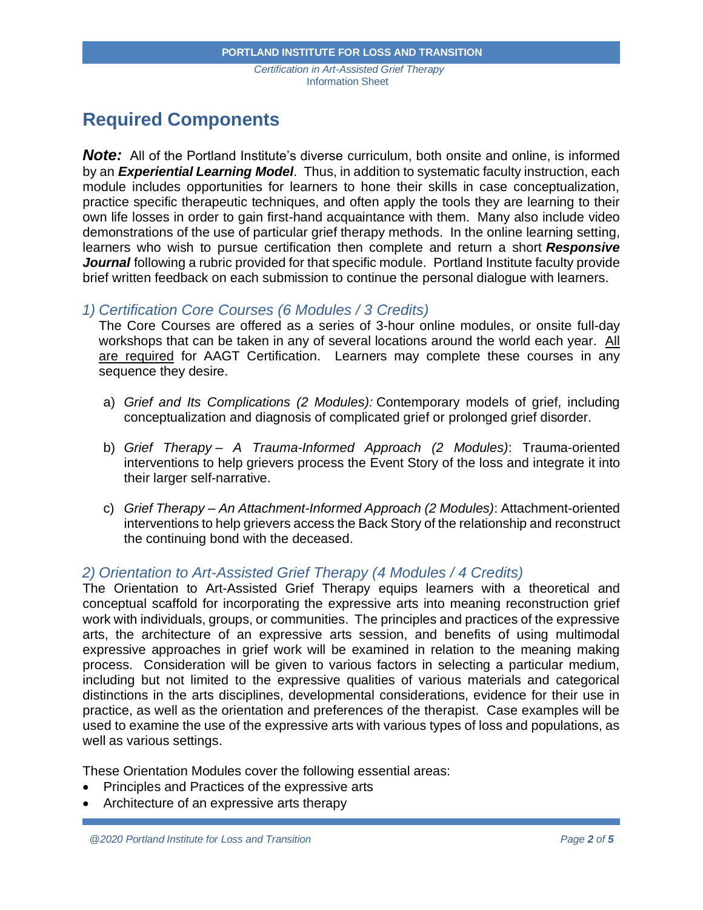## Required Components

***Note:*** All of the Portland Institute's diverse curriculum, both onsite and online, is informed by an ***Experiential Learning Model***. Thus, in addition to systematic faculty instruction, each module includes opportunities for learners to hone their skills in case conceptualization, practice specific therapeutic techniques, and often apply the tools they are learning to their own life losses in order to gain first-hand acquaintance with them. Many also include video demonstrations of the use of particular grief therapy methods. In the online learning setting, learners who wish to pursue certification then complete and return a short ***Responsive Journal*** following a rubric provided for that specific module. Portland Institute faculty provide brief written feedback on each submission to continue the personal dialogue with learners.

### *1) Certification Core Courses (6 Modules / 3 Credits)*

The Core Courses are offered as a series of 3-hour online modules, or onsite full-day workshops that can be taken in any of several locations around the world each year. All are required for AAGT Certification. Learners may complete these courses in any sequence they desire.

a) *Grief and Its Complications (2 Modules):* Contemporary models of grief, including conceptualization and diagnosis of complicated grief or prolonged grief disorder.

b) *Grief Therapy – A Trauma-Informed Approach (2 Modules)*: Trauma-oriented interventions to help grievers process the Event Story of the loss and integrate it into their larger self-narrative.

c) *Grief Therapy – An Attachment-Informed Approach (2 Modules)*: Attachment-oriented interventions to help grievers access the Back Story of the relationship and reconstruct the continuing bond with the deceased.

### *2) Orientation to Art-Assisted Grief Therapy (4 Modules / 4 Credits)*

The Orientation to Art-Assisted Grief Therapy equips learners with a theoretical and conceptual scaffold for incorporating the expressive arts into meaning reconstruction grief work with individuals, groups, or communities. The principles and practices of the expressive arts, the architecture of an expressive arts session, and benefits of using multimodal expressive approaches in grief work will be examined in relation to the meaning making process. Consideration will be given to various factors in selecting a particular medium, including but not limited to the expressive qualities of various materials and categorical distinctions in the arts disciplines, developmental considerations, evidence for their use in practice, as well as the orientation and preferences of the therapist. Case examples will be used to examine the use of the expressive arts with various types of loss and populations, as well as various settings.

These Orientation Modules cover the following essential areas:

- Principles and Practices of the expressive arts
- Architecture of an expressive arts therapy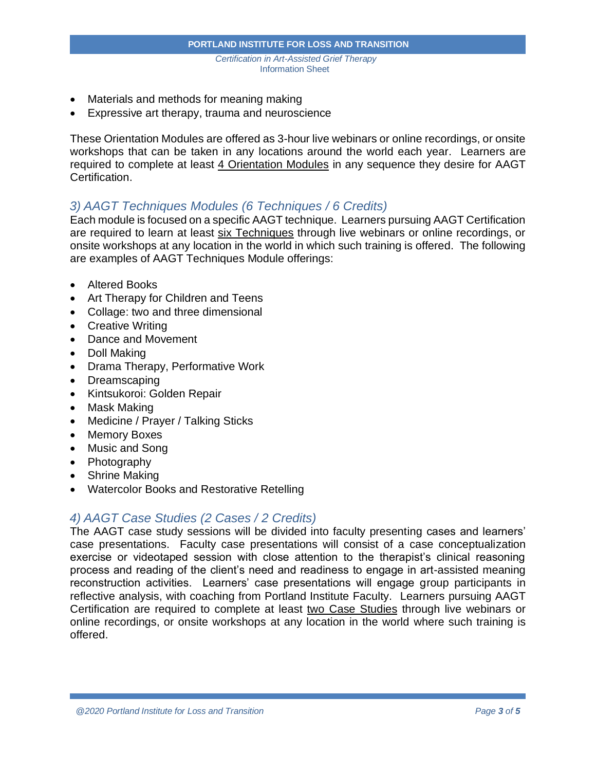- Materials and methods for meaning making
- Expressive art therapy, trauma and neuroscience

These Orientation Modules are offered as 3-hour live webinars or online recordings, or onsite workshops that can be taken in any locations around the world each year. Learners are required to complete at least 4 Orientation Modules in any sequence they desire for AAGT Certification.

## *3) AAGT Techniques Modules (6 Techniques / 6 Credits)*

Each module is focused on a specific AAGT technique. Learners pursuing AAGT Certification are required to learn at least six Techniques through live webinars or online recordings, or onsite workshops at any location in the world in which such training is offered. The following are examples of AAGT Techniques Module offerings:

- Altered Books
- Art Therapy for Children and Teens
- Collage: two and three dimensional
- Creative Writing
- Dance and Movement
- Doll Making
- Drama Therapy, Performative Work
- Dreamscaping
- Kintsukoroi: Golden Repair
- Mask Making
- Medicine / Prayer / Talking Sticks
- Memory Boxes
- Music and Song
- Photography
- Shrine Making
- Watercolor Books and Restorative Retelling

## *4) AAGT Case Studies (2 Cases / 2 Credits)*

The AAGT case study sessions will be divided into faculty presenting cases and learners' case presentations. Faculty case presentations will consist of a case conceptualization exercise or videotaped session with close attention to the therapist's clinical reasoning process and reading of the client's need and readiness to engage in art-assisted meaning reconstruction activities. Learners' case presentations will engage group participants in reflective analysis, with coaching from Portland Institute Faculty. Learners pursuing AAGT Certification are required to complete at least two Case Studies through live webinars or online recordings, or onsite workshops at any location in the world where such training is offered.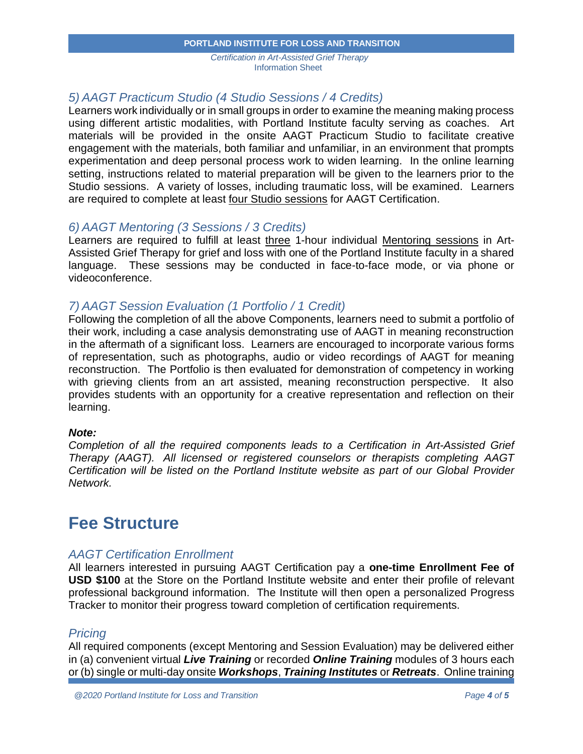### *5) AAGT Practicum Studio (4 Studio Sessions / 4 Credits)*

Learners work individually or in small groups in order to examine the meaning making process using different artistic modalities, with Portland Institute faculty serving as coaches. Art materials will be provided in the onsite AAGT Practicum Studio to facilitate creative engagement with the materials, both familiar and unfamiliar, in an environment that prompts experimentation and deep personal process work to widen learning. In the online learning setting, instructions related to material preparation will be given to the learners prior to the Studio sessions. A variety of losses, including traumatic loss, will be examined. Learners are required to complete at least <u>four Studio sessions</u> for AAGT Certification.

### *6) AAGT Mentoring (3 Sessions / 3 Credits)*

Learners are required to fulfill at least <u>three</u> 1-hour individual <u>Mentoring sessions</u> in Art-Assisted Grief Therapy for grief and loss with one of the Portland Institute faculty in a shared language. These sessions may be conducted in face-to-face mode, or via phone or videoconference.

### *7) AAGT Session Evaluation (1 Portfolio / 1 Credit)*

Following the completion of all the above Components, learners need to submit a portfolio of their work, including a case analysis demonstrating use of AAGT in meaning reconstruction in the aftermath of a significant loss. Learners are encouraged to incorporate various forms of representation, such as photographs, audio or video recordings of AAGT for meaning reconstruction. The Portfolio is then evaluated for demonstration of competency in working with grieving clients from an art assisted, meaning reconstruction perspective. It also provides students with an opportunity for a creative representation and reflection on their learning.

***Note:***

*Completion of all the required components leads to a Certification in Art-Assisted Grief Therapy (AAGT). All licensed or registered counselors or therapists completing AAGT Certification will be listed on the Portland Institute website as part of our Global Provider Network.*

## Fee Structure

### *AAGT Certification Enrollment*

All learners interested in pursuing AAGT Certification pay a **one-time Enrollment Fee of USD $100** at the Store on the Portland Institute website and enter their profile of relevant professional background information. The Institute will then open a personalized Progress Tracker to monitor their progress toward completion of certification requirements.

### *Pricing*

All required components (except Mentoring and Session Evaluation) may be delivered either in (a) convenient virtual ***Live Training*** or recorded ***Online Training*** modules of 3 hours each or (b) single or multi-day onsite ***Workshops***, ***Training Institutes*** or ***Retreats***. Online training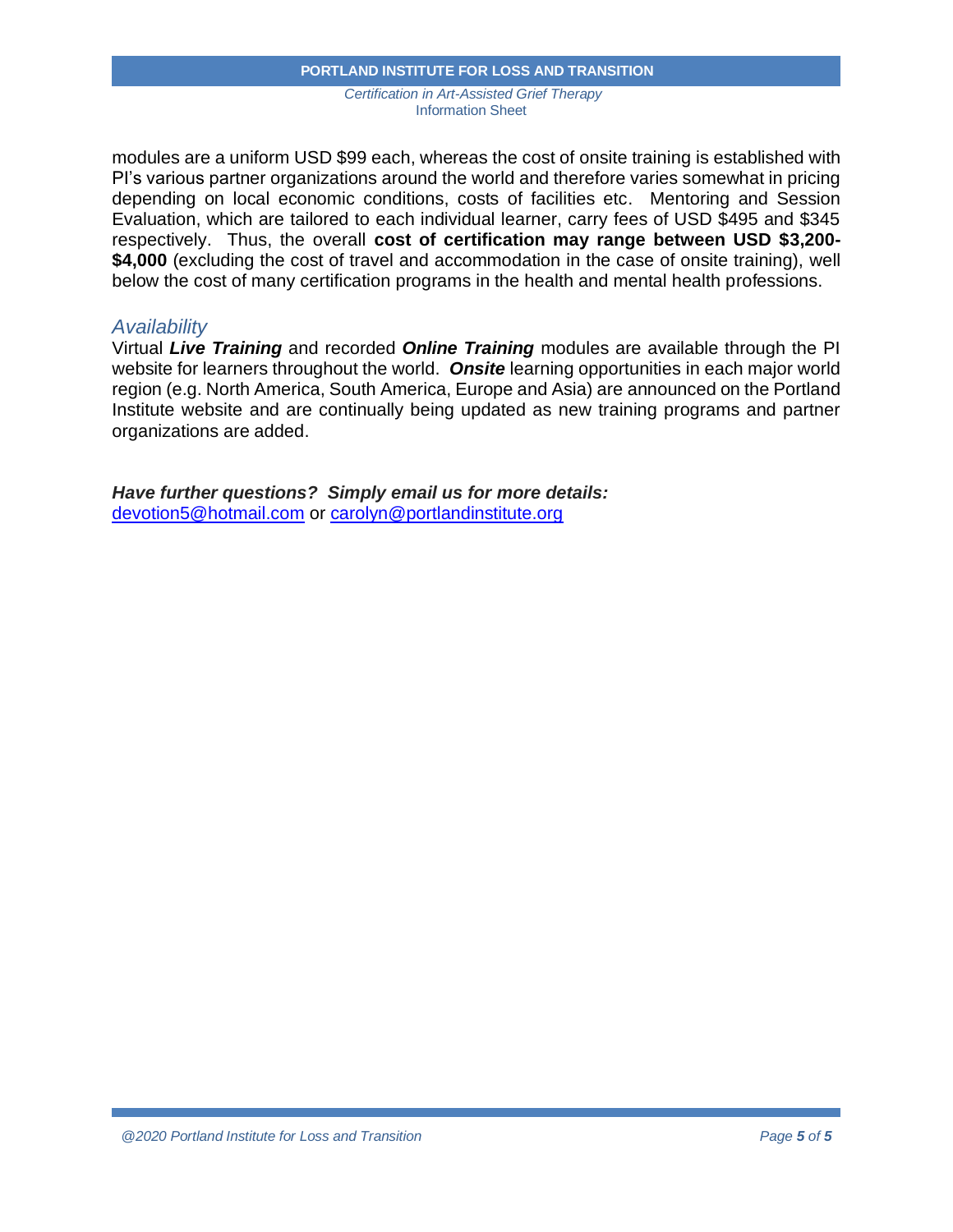modules are a uniform USD $99 each, whereas the cost of onsite training is established with PI's various partner organizations around the world and therefore varies somewhat in pricing depending on local economic conditions, costs of facilities etc. Mentoring and Session Evaluation, which are tailored to each individual learner, carry fees of USD $495 and $345 respectively. Thus, the overall **cost of certification may range between USD $3,200-$4,000** (excluding the cost of travel and accommodation in the case of onsite training), well below the cost of many certification programs in the health and mental health professions.

## *Availability*

Virtual ***Live Training*** and recorded ***Online Training*** modules are available through the PI website for learners throughout the world. ***Onsite*** learning opportunities in each major world region (e.g. North America, South America, Europe and Asia) are announced on the Portland Institute website and are continually being updated as new training programs and partner organizations are added.

***Have further questions? Simply email us for more details:***
devotion5@hotmail.com or carolyn@portlandinstitute.org